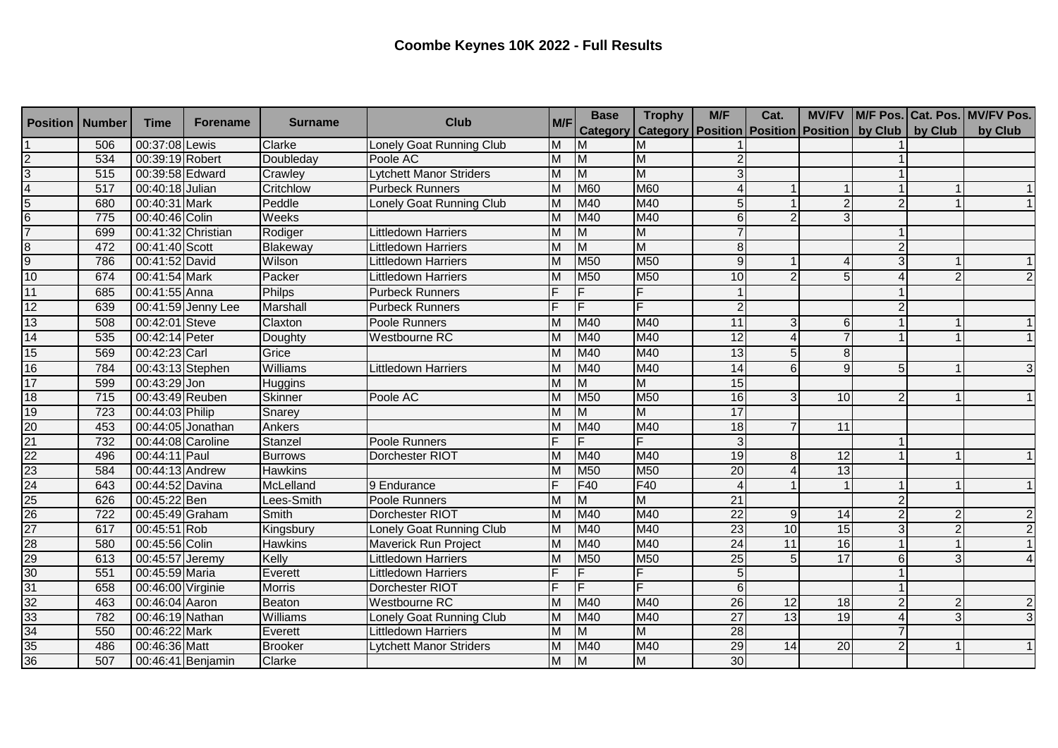# Coombe Keynes 10K 2022 - Full Results

| Position | Number | Time | Forename | Surname | Club | M/F | Base Category | Trophy Category | M/F Position | Cat. Position | MV/FV Position | M/F Pos. by Club | Cat. Pos. by Club | MV/FV Pos. by Club |
|---|---|---|---|---|---|---|---|---|---|---|---|---|---|---|
| 1 | 506 | 00:37:08 | Lewis | Clarke | Lonely Goat Running Club | M | M | M | 1 | | | 1 | | |
| 2 | 534 | 00:39:19 | Robert | Doubleday | Poole AC | M | M | M | 2 | | | 1 | | |
| 3 | 515 | 00:39:58 | Edward | Crawley | Lytchett Manor Striders | M | M | M | 3 | | | 1 | | |
| 4 | 517 | 00:40:18 | Julian | Critchlow | Purbeck Runners | M | M60 | M60 | 4 | 1 | 1 | 1 | 1 | 1 |
| 5 | 680 | 00:40:31 | Mark | Peddle | Lonely Goat Running Club | M | M40 | M40 | 5 | 1 | 2 | 2 | 1 | 1 |
| 6 | 775 | 00:40:46 | Colin | Weeks | | M | M40 | M40 | 6 | 2 | 3 | | | |
| 7 | 699 | 00:41:32 | Christian | Rodiger | Littledown Harriers | M | M | M | 7 | | | 1 | | |
| 8 | 472 | 00:41:40 | Scott | Blakeway | Littledown Harriers | M | M | M | 8 | | | 2 | | |
| 9 | 786 | 00:41:52 | David | Wilson | Littledown Harriers | M | M50 | M50 | 9 | 1 | 4 | 3 | 1 | 1 |
| 10 | 674 | 00:41:54 | Mark | Packer | Littledown Harriers | M | M50 | M50 | 10 | 2 | 5 | 4 | 2 | 2 |
| 11 | 685 | 00:41:55 | Anna | Philps | Purbeck Runners | F | F | F | 1 | | | 1 | | |
| 12 | 639 | 00:41:59 | Jenny Lee | Marshall | Purbeck Runners | F | F | F | 2 | | | 2 | | |
| 13 | 508 | 00:42:01 | Steve | Claxton | Poole Runners | M | M40 | M40 | 11 | 3 | 6 | 1 | 1 | 1 |
| 14 | 535 | 00:42:14 | Peter | Doughty | Westbourne RC | M | M40 | M40 | 12 | 4 | 7 | 1 | 1 | 1 |
| 15 | 569 | 00:42:23 | Carl | Grice | | M | M40 | M40 | 13 | 5 | 8 | | | |
| 16 | 784 | 00:43:13 | Stephen | Williams | Littledown Harriers | M | M40 | M40 | 14 | 6 | 9 | 5 | 1 | 3 |
| 17 | 599 | 00:43:29 | Jon | Huggins | | M | M | M | 15 | | | | | |
| 18 | 715 | 00:43:49 | Reuben | Skinner | Poole AC | M | M50 | M50 | 16 | 3 | 10 | 2 | 1 | 1 |
| 19 | 723 | 00:44:03 | Philip | Snarey | | M | M | M | 17 | | | | | |
| 20 | 453 | 00:44:05 | Jonathan | Ankers | | M | M40 | M40 | 18 | 7 | 11 | | | |
| 21 | 732 | 00:44:08 | Caroline | Stanzel | Poole Runners | F | F | F | 3 | | | 1 | | |
| 22 | 496 | 00:44:11 | Paul | Burrows | Dorchester RIOT | M | M40 | M40 | 19 | 8 | 12 | 1 | 1 | 1 |
| 23 | 584 | 00:44:13 | Andrew | Hawkins | | M | M50 | M50 | 20 | 4 | 13 | | | |
| 24 | 643 | 00:44:52 | Davina | McLelland | 9 Endurance | F | F40 | F40 | 4 | 1 | 1 | 1 | 1 | 1 |
| 25 | 626 | 00:45:22 | Ben | Lees-Smith | Poole Runners | M | M | M | 21 | | | 2 | | |
| 26 | 722 | 00:45:49 | Graham | Smith | Dorchester RIOT | M | M40 | M40 | 22 | 9 | 14 | 2 | 2 | 2 |
| 27 | 617 | 00:45:51 | Rob | Kingsbury | Lonely Goat Running Club | M | M40 | M40 | 23 | 10 | 15 | 3 | 2 | 2 |
| 28 | 580 | 00:45:56 | Colin | Hawkins | Maverick Run Project | M | M40 | M40 | 24 | 11 | 16 | 1 | 1 | 1 |
| 29 | 613 | 00:45:57 | Jeremy | Kelly | Littledown Harriers | M | M50 | M50 | 25 | 5 | 17 | 6 | 3 | 4 |
| 30 | 551 | 00:45:59 | Maria | Everett | Littledown Harriers | F | F | F | 5 | | | 1 | | |
| 31 | 658 | 00:46:00 | Virginie | Morris | Dorchester RIOT | F | F | F | 6 | | | 1 | | |
| 32 | 463 | 00:46:04 | Aaron | Beaton | Westbourne RC | M | M40 | M40 | 26 | 12 | 18 | 2 | 2 | 2 |
| 33 | 782 | 00:46:19 | Nathan | Williams | Lonely Goat Running Club | M | M40 | M40 | 27 | 13 | 19 | 4 | 3 | 3 |
| 34 | 550 | 00:46:22 | Mark | Everett | Littledown Harriers | M | M | M | 28 | | | 7 | | |
| 35 | 486 | 00:46:36 | Matt | Brooker | Lytchett Manor Striders | M | M40 | M40 | 29 | 14 | 20 | 2 | 1 | 1 |
| 36 | 507 | 00:46:41 | Benjamin | Clarke | | M | M | M | 30 | | | | | |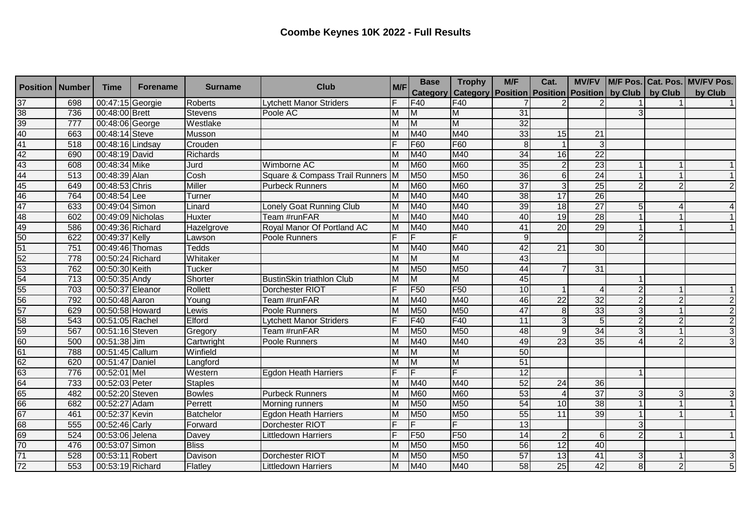# Coombe Keynes 10K 2022 - Full Results

| Position | Number | Time | Forename | Surname | Club | M/F | Base Category | Trophy Category | M/F Position | Cat. Position | MV/FV Position | M/F Pos. by Club | Cat. Pos. by Club | MV/FV Pos. by Club |
|---|---|---|---|---|---|---|---|---|---|---|---|---|---|---|
| 37 | 698 | 00:47:15 | Georgie | Roberts | Lytchett Manor Striders | F | F40 | F40 | 7 | 2 | 2 | 1 | 1 | 1 |
| 38 | 736 | 00:48:00 | Brett | Stevens | Poole AC | M | M | M | 31 | | | 3 | | |
| 39 | 777 | 00:48:06 | George | Westlake | | M | M | M | 32 | | | | | |
| 40 | 663 | 00:48:14 | Steve | Musson | | M | M40 | M40 | 33 | 15 | 21 | | | |
| 41 | 518 | 00:48:16 | Lindsay | Crouden | | F | F60 | F60 | 8 | 1 | 3 | | | |
| 42 | 690 | 00:48:19 | David | Richards | | M | M40 | M40 | 34 | 16 | 22 | | | |
| 43 | 608 | 00:48:34 | Mike | Jurd | Wimborne AC | M | M60 | M60 | 35 | 2 | 23 | 1 | 1 | 1 |
| 44 | 513 | 00:48:39 | Alan | Cosh | Square & Compass Trail Runners | M | M50 | M50 | 36 | 6 | 24 | 1 | 1 | 1 |
| 45 | 649 | 00:48:53 | Chris | Miller | Purbeck Runners | M | M60 | M60 | 37 | 3 | 25 | 2 | 2 | 2 |
| 46 | 764 | 00:48:54 | Lee | Turner | | M | M40 | M40 | 38 | 17 | 26 | | | |
| 47 | 633 | 00:49:04 | Simon | Linard | Lonely Goat Running Club | M | M40 | M40 | 39 | 18 | 27 | 5 | 4 | 4 |
| 48 | 602 | 00:49:09 | Nicholas | Huxter | Team #runFAR | M | M40 | M40 | 40 | 19 | 28 | 1 | 1 | 1 |
| 49 | 586 | 00:49:36 | Richard | Hazelgrove | Royal Manor Of Portland AC | M | M40 | M40 | 41 | 20 | 29 | 1 | 1 | 1 |
| 50 | 622 | 00:49:37 | Kelly | Lawson | Poole Runners | F | F | F | 9 | | | 2 | | |
| 51 | 751 | 00:49:46 | Thomas | Tedds | | M | M40 | M40 | 42 | 21 | 30 | | | |
| 52 | 778 | 00:50:24 | Richard | Whitaker | | M | M | M | 43 | | | | | |
| 53 | 762 | 00:50:30 | Keith | Tucker | | M | M50 | M50 | 44 | 7 | 31 | | | |
| 54 | 713 | 00:50:35 | Andy | Shorter | BustinSkin triathlon Club | M | M | M | 45 | | | 1 | | |
| 55 | 703 | 00:50:37 | Eleanor | Rollett | Dorchester RIOT | F | F50 | F50 | 10 | 1 | 4 | 2 | 1 | 1 |
| 56 | 792 | 00:50:48 | Aaron | Young | Team #runFAR | M | M40 | M40 | 46 | 22 | 32 | 2 | 2 | 2 |
| 57 | 629 | 00:50:58 | Howard | Lewis | Poole Runners | M | M50 | M50 | 47 | 8 | 33 | 3 | 1 | 2 |
| 58 | 543 | 00:51:05 | Rachel | Elford | Lytchett Manor Striders | F | F40 | F40 | 11 | 3 | 5 | 2 | 2 | 2 |
| 59 | 567 | 00:51:16 | Steven | Gregory | Team #runFAR | M | M50 | M50 | 48 | 9 | 34 | 3 | 1 | 3 |
| 60 | 500 | 00:51:38 | Jim | Cartwright | Poole Runners | M | M40 | M40 | 49 | 23 | 35 | 4 | 2 | 3 |
| 61 | 788 | 00:51:45 | Callum | Winfield | | M | M | M | 50 | | | | | |
| 62 | 620 | 00:51:47 | Daniel | Langford | | M | M | M | 51 | | | | | |
| 63 | 776 | 00:52:01 | Mel | Western | Egdon Heath Harriers | F | F | F | 12 | | | 1 | | |
| 64 | 733 | 00:52:03 | Peter | Staples | | M | M40 | M40 | 52 | 24 | 36 | | | |
| 65 | 482 | 00:52:20 | Steven | Bowles | Purbeck Runners | M | M60 | M60 | 53 | 4 | 37 | 3 | 3 | 3 |
| 66 | 682 | 00:52:27 | Adam | Perrett | Morning runners | M | M50 | M50 | 54 | 10 | 38 | 1 | 1 | 1 |
| 67 | 461 | 00:52:37 | Kevin | Batchelor | Egdon Heath Harriers | M | M50 | M50 | 55 | 11 | 39 | 1 | 1 | 1 |
| 68 | 555 | 00:52:46 | Carly | Forward | Dorchester RIOT | F | F | F | 13 | | | 3 | | |
| 69 | 524 | 00:53:06 | Jelena | Davey | Littledown Harriers | F | F50 | F50 | 14 | 2 | 6 | 2 | 1 | 1 |
| 70 | 476 | 00:53:07 | Simon | Bliss | | M | M50 | M50 | 56 | 12 | 40 | | | |
| 71 | 528 | 00:53:11 | Robert | Davison | Dorchester RIOT | M | M50 | M50 | 57 | 13 | 41 | 3 | 1 | 3 |
| 72 | 553 | 00:53:19 | Richard | Flatley | Littledown Harriers | M | M40 | M40 | 58 | 25 | 42 | 8 | 2 | 5 |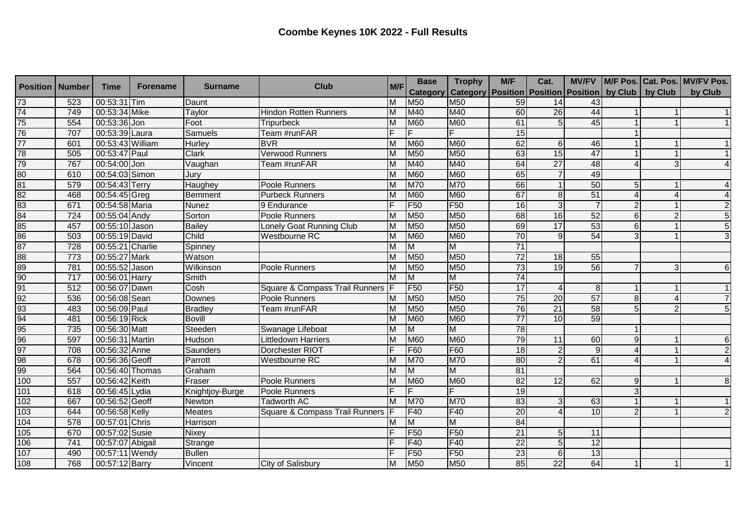# Coombe Keynes 10K 2022 - Full Results

| Position | Number | Time | Forename | Surname | Club | M/F | Base Category | Trophy Category | M/F Position | Cat. Position | MV/FV Position | M/F Pos. by Club | Cat. Pos. by Club | MV/FV Pos. by Club |
|---|---|---|---|---|---|---|---|---|---|---|---|---|---|---|
| 73 | 523 | 00:53:31 | Tim | Daunt | | M | M50 | M50 | 59 | 14 | 43 | | | |
| 74 | 749 | 00:53:34 | Mike | Taylor | Hindon Rotten Runners | M | M40 | M40 | 60 | 26 | 44 | 1 | 1 | 1 |
| 75 | 554 | 00:53:36 | Jon | Foot | Tripurbeck | M | M60 | M60 | 61 | 5 | 45 | 1 | 1 | 1 |
| 76 | 707 | 00:53:39 | Laura | Samuels | Team #runFAR | F | F | F | 15 | | | 1 | | |
| 77 | 601 | 00:53:43 | William | Hurley | BVR | M | M60 | M60 | 62 | 6 | 46 | 1 | 1 | 1 |
| 78 | 505 | 00:53:47 | Paul | Clark | Verwood Runners | M | M50 | M50 | 63 | 15 | 47 | 1 | 1 | 1 |
| 79 | 767 | 00:54:00 | Jon | Vaughan | Team #runFAR | M | M40 | M40 | 64 | 27 | 48 | 4 | 3 | 4 |
| 80 | 610 | 00:54:03 | Simon | Jury | | M | M60 | M60 | 65 | 7 | 49 | | | |
| 81 | 579 | 00:54:43 | Terry | Haughey | Poole Runners | M | M70 | M70 | 66 | 1 | 50 | 5 | 1 | 4 |
| 82 | 468 | 00:54:45 | Greg | Bemment | Purbeck Runners | M | M60 | M60 | 67 | 8 | 51 | 4 | 4 | 4 |
| 83 | 671 | 00:54:58 | Maria | Nunez | 9 Endurance | F | F50 | F50 | 16 | 3 | 7 | 2 | 1 | 2 |
| 84 | 724 | 00:55:04 | Andy | Sorton | Poole Runners | M | M50 | M50 | 68 | 16 | 52 | 6 | 2 | 5 |
| 85 | 457 | 00:55:10 | Jason | Bailey | Lonely Goat Running Club | M | M50 | M50 | 69 | 17 | 53 | 6 | 1 | 5 |
| 86 | 503 | 00:55:19 | David | Child | Westbourne RC | M | M60 | M60 | 70 | 9 | 54 | 3 | 1 | 3 |
| 87 | 728 | 00:55:21 | Charlie | Spinney | | M | M | M | 71 | | | | | |
| 88 | 773 | 00:55:27 | Mark | Watson | | M | M50 | M50 | 72 | 18 | 55 | | | |
| 89 | 781 | 00:55:52 | Jason | Wilkinson | Poole Runners | M | M50 | M50 | 73 | 19 | 56 | 7 | 3 | 6 |
| 90 | 717 | 00:56:01 | Harry | Smith | | M | M | M | 74 | | | | | |
| 91 | 512 | 00:56:07 | Dawn | Cosh | Square & Compass Trail Runners | F | F50 | F50 | 17 | 4 | 8 | 1 | 1 | 1 |
| 92 | 536 | 00:56:08 | Sean | Downes | Poole Runners | M | M50 | M50 | 75 | 20 | 57 | 8 | 4 | 7 |
| 93 | 483 | 00:56:09 | Paul | Bradley | Team #runFAR | M | M50 | M50 | 76 | 21 | 58 | 5 | 2 | 5 |
| 94 | 481 | 00:56:19 | Rick | Bovill | | M | M60 | M60 | 77 | 10 | 59 | | | |
| 95 | 735 | 00:56:30 | Matt | Steeden | Swanage Lifeboat | M | M | M | 78 | | | 1 | | |
| 96 | 597 | 00:56:31 | Martin | Hudson | Littledown Harriers | M | M60 | M60 | 79 | 11 | 60 | 9 | 1 | 6 |
| 97 | 708 | 00:56:32 | Anne | Saunders | Dorchester RIOT | F | F60 | F60 | 18 | 2 | 9 | 4 | 1 | 2 |
| 98 | 678 | 00:56:36 | Geoff | Parrott | Westbourne RC | M | M70 | M70 | 80 | 2 | 61 | 4 | 1 | 4 |
| 99 | 564 | 00:56:40 | Thomas | Graham | | M | M | M | 81 | | | | | |
| 100 | 557 | 00:56:42 | Keith | Fraser | Poole Runners | M | M60 | M60 | 82 | 12 | 62 | 9 | 1 | 8 |
| 101 | 618 | 00:56:45 | Lydia | Knightjoy-Burge | Poole Runners | F | F | F | 19 | | | 3 | | |
| 102 | 667 | 00:56:52 | Geoff | Newton | Tadworth AC | M | M70 | M70 | 83 | 3 | 63 | 1 | 1 | 1 |
| 103 | 644 | 00:56:58 | Kelly | Meates | Square & Compass Trail Runners | F | F40 | F40 | 20 | 4 | 10 | 2 | 1 | 2 |
| 104 | 578 | 00:57:01 | Chris | Harrison | | M | M | M | 84 | | | | | |
| 105 | 670 | 00:57:02 | Susie | Nixey | | F | F50 | F50 | 21 | 5 | 11 | | | |
| 106 | 741 | 00:57:07 | Abigail | Strange | | F | F40 | F40 | 22 | 5 | 12 | | | |
| 107 | 490 | 00:57:11 | Wendy | Bullen | | F | F50 | F50 | 23 | 6 | 13 | | | |
| 108 | 768 | 00:57:12 | Barry | Vincent | City of Salisbury | M | M50 | M50 | 85 | 22 | 64 | 1 | 1 | 1 |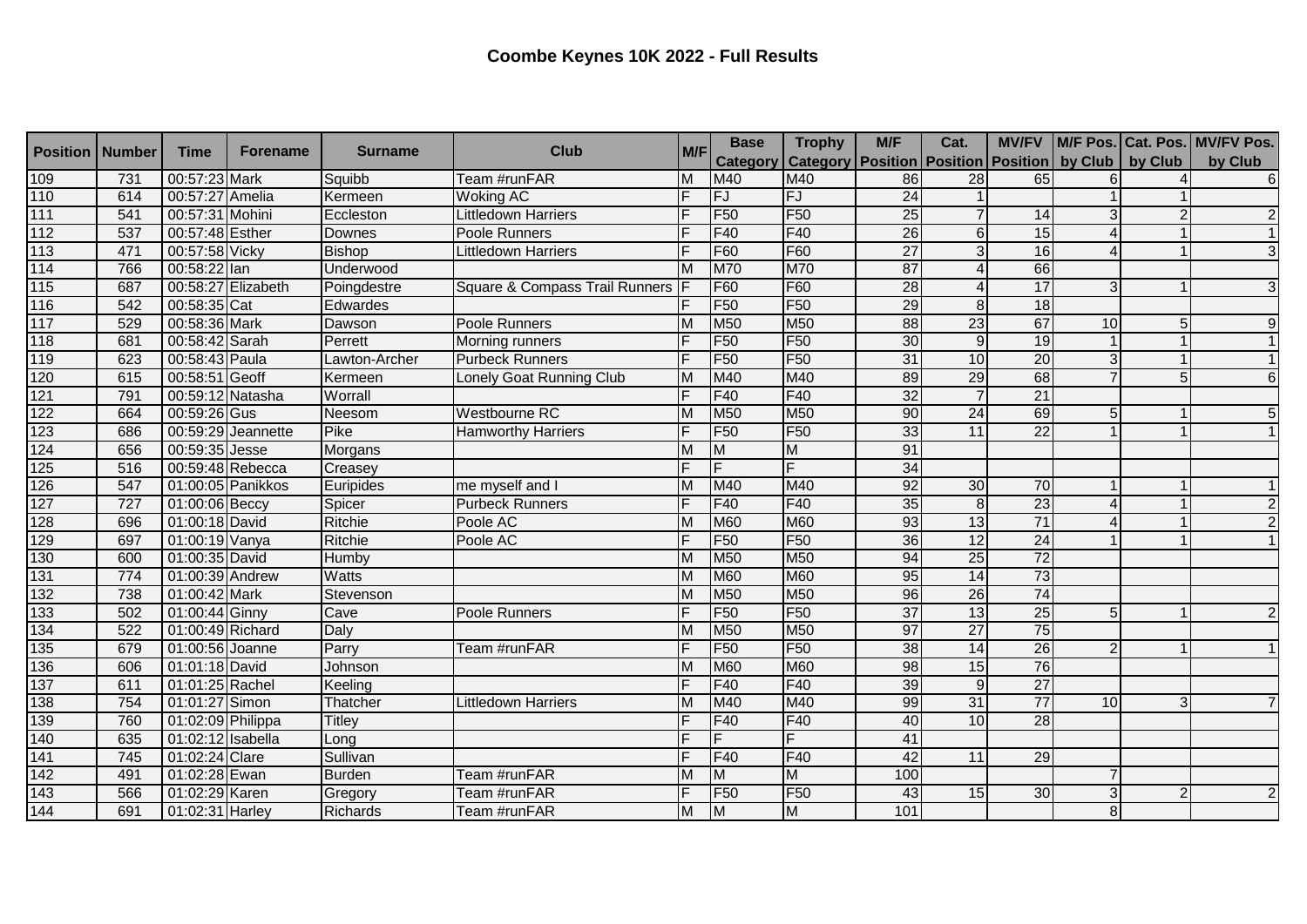# Coombe Keynes 10K 2022 - Full Results

| Position | Number | Time | Forename | Surname | Club | M/F | Base Category | Trophy Category | M/F Position | Cat. Position | MV/FV Position | M/F Pos. by Club | Cat. Pos. by Club | MV/FV Pos. by Club |
|---|---|---|---|---|---|---|---|---|---|---|---|---|---|---|
| 109 | 731 | 00:57:23 | Mark | Squibb | Team #runFAR | M | M40 | M40 | 86 | 28 | 65 | 6 | 4 | 6 |
| 110 | 614 | 00:57:27 | Amelia | Kermeen | Woking AC | F | FJ | FJ | 24 | 1 | | 1 | 1 | |
| 111 | 541 | 00:57:31 | Mohini | Eccleston | Littledown Harriers | F | F50 | F50 | 25 | 7 | 14 | 3 | 2 | 2 |
| 112 | 537 | 00:57:48 | Esther | Downes | Poole Runners | F | F40 | F40 | 26 | 6 | 15 | 4 | 1 | 1 |
| 113 | 471 | 00:57:58 | Vicky | Bishop | Littledown Harriers | F | F60 | F60 | 27 | 3 | 16 | 4 | 1 | 3 |
| 114 | 766 | 00:58:22 | Ian | Underwood | | M | M70 | M70 | 87 | 4 | 66 | | | |
| 115 | 687 | 00:58:27 | Elizabeth | Poingdestre | Square & Compass Trail Runners | F | F60 | F60 | 28 | 4 | 17 | 3 | 1 | 3 |
| 116 | 542 | 00:58:35 | Cat | Edwardes | | F | F50 | F50 | 29 | 8 | 18 | | | |
| 117 | 529 | 00:58:36 | Mark | Dawson | Poole Runners | M | M50 | M50 | 88 | 23 | 67 | 10 | 5 | 9 |
| 118 | 681 | 00:58:42 | Sarah | Perrett | Morning runners | F | F50 | F50 | 30 | 9 | 19 | 1 | 1 | 1 |
| 119 | 623 | 00:58:43 | Paula | Lawton-Archer | Purbeck Runners | F | F50 | F50 | 31 | 10 | 20 | 3 | 1 | 1 |
| 120 | 615 | 00:58:51 | Geoff | Kermeen | Lonely Goat Running Club | M | M40 | M40 | 89 | 29 | 68 | 7 | 5 | 6 |
| 121 | 791 | 00:59:12 | Natasha | Worrall | | F | F40 | F40 | 32 | 7 | 21 | | | |
| 122 | 664 | 00:59:26 | Gus | Neesom | Westbourne RC | M | M50 | M50 | 90 | 24 | 69 | 5 | 1 | 5 |
| 123 | 686 | 00:59:29 | Jeannette | Pike | Hamworthy Harriers | F | F50 | F50 | 33 | 11 | 22 | 1 | 1 | 1 |
| 124 | 656 | 00:59:35 | Jesse | Morgans | | M | M | M | 91 | | | | | |
| 125 | 516 | 00:59:48 | Rebecca | Creasey | | F | F | F | 34 | | | | | |
| 126 | 547 | 01:00:05 | Panikkos | Euripides | me myself and I | M | M40 | M40 | 92 | 30 | 70 | 1 | 1 | 1 |
| 127 | 727 | 01:00:06 | Beccy | Spicer | Purbeck Runners | F | F40 | F40 | 35 | 8 | 23 | 4 | 1 | 2 |
| 128 | 696 | 01:00:18 | David | Ritchie | Poole AC | M | M60 | M60 | 93 | 13 | 71 | 4 | 1 | 2 |
| 129 | 697 | 01:00:19 | Vanya | Ritchie | Poole AC | F | F50 | F50 | 36 | 12 | 24 | 1 | 1 | 1 |
| 130 | 600 | 01:00:35 | David | Humby | | M | M50 | M50 | 94 | 25 | 72 | | | |
| 131 | 774 | 01:00:39 | Andrew | Watts | | M | M60 | M60 | 95 | 14 | 73 | | | |
| 132 | 738 | 01:00:42 | Mark | Stevenson | | M | M50 | M50 | 96 | 26 | 74 | | | |
| 133 | 502 | 01:00:44 | Ginny | Cave | Poole Runners | F | F50 | F50 | 37 | 13 | 25 | 5 | 1 | 2 |
| 134 | 522 | 01:00:49 | Richard | Daly | | M | M50 | M50 | 97 | 27 | 75 | | | |
| 135 | 679 | 01:00:56 | Joanne | Parry | Team #runFAR | F | F50 | F50 | 38 | 14 | 26 | 2 | 1 | 1 |
| 136 | 606 | 01:01:18 | David | Johnson | | M | M60 | M60 | 98 | 15 | 76 | | | |
| 137 | 611 | 01:01:25 | Rachel | Keeling | | F | F40 | F40 | 39 | 9 | 27 | | | |
| 138 | 754 | 01:01:27 | Simon | Thatcher | Littledown Harriers | M | M40 | M40 | 99 | 31 | 77 | 10 | 3 | 7 |
| 139 | 760 | 01:02:09 | Philippa | Titley | | F | F40 | F40 | 40 | 10 | 28 | | | |
| 140 | 635 | 01:02:12 | Isabella | Long | | F | F | F | 41 | | | | | |
| 141 | 745 | 01:02:24 | Clare | Sullivan | | F | F40 | F40 | 42 | 11 | 29 | | | |
| 142 | 491 | 01:02:28 | Ewan | Burden | Team #runFAR | M | M | M | 100 | | | 7 | | |
| 143 | 566 | 01:02:29 | Karen | Gregory | Team #runFAR | F | F50 | F50 | 43 | 15 | 30 | 3 | 2 | 2 |
| 144 | 691 | 01:02:31 | Harley | Richards | Team #runFAR | M | M | M | 101 | | | 8 | | |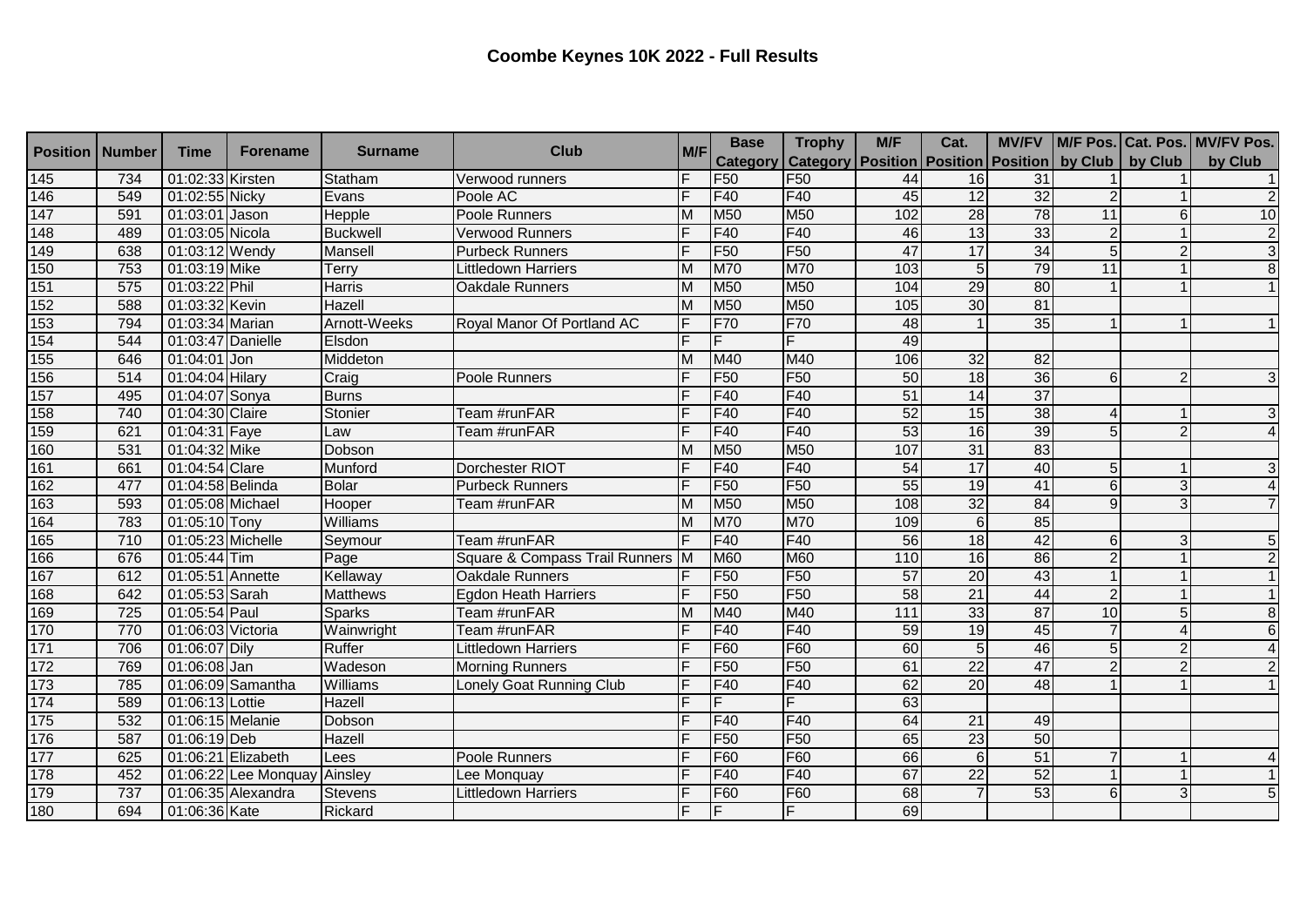# Coombe Keynes 10K 2022 - Full Results

| Position | Number | Time | Forename | Surname | Club | M/F | Base Category | Trophy Category | M/F Position | Cat. Position | MV/FV Position | M/F Pos. by Club | Cat. Pos. by Club | MV/FV Pos. by Club |
|---|---|---|---|---|---|---|---|---|---|---|---|---|---|---|
| 145 | 734 | 01:02:33 | Kirsten | Statham | Verwood runners | F | F50 | F50 | 44 | 16 | 31 | 1 | 1 | 1 |
| 146 | 549 | 01:02:55 | Nicky | Evans | Poole AC | F | F40 | F40 | 45 | 12 | 32 | 2 | 1 | 2 |
| 147 | 591 | 01:03:01 | Jason | Hepple | Poole Runners | M | M50 | M50 | 102 | 28 | 78 | 11 | 6 | 10 |
| 148 | 489 | 01:03:05 | Nicola | Buckwell | Verwood Runners | F | F40 | F40 | 46 | 13 | 33 | 2 | 1 | 2 |
| 149 | 638 | 01:03:12 | Wendy | Mansell | Purbeck Runners | F | F50 | F50 | 47 | 17 | 34 | 5 | 2 | 3 |
| 150 | 753 | 01:03:19 | Mike | Terry | Littledown Harriers | M | M70 | M70 | 103 | 5 | 79 | 11 | 1 | 8 |
| 151 | 575 | 01:03:22 | Phil | Harris | Oakdale Runners | M | M50 | M50 | 104 | 29 | 80 | 1 | 1 | 1 |
| 152 | 588 | 01:03:32 | Kevin | Hazell | | M | M50 | M50 | 105 | 30 | 81 | | | |
| 153 | 794 | 01:03:34 | Marian | Arnott-Weeks | Royal Manor Of Portland AC | F | F70 | F70 | 48 | 1 | 35 | 1 | 1 | 1 |
| 154 | 544 | 01:03:47 | Danielle | Elsdon | | F | F | F | 49 | | | | | |
| 155 | 646 | 01:04:01 | Jon | Middeton | | M | M40 | M40 | 106 | 32 | 82 | | | |
| 156 | 514 | 01:04:04 | Hilary | Craig | Poole Runners | F | F50 | F50 | 50 | 18 | 36 | 6 | 2 | 3 |
| 157 | 495 | 01:04:07 | Sonya | Burns | | F | F40 | F40 | 51 | 14 | 37 | | | |
| 158 | 740 | 01:04:30 | Claire | Stonier | Team #runFAR | F | F40 | F40 | 52 | 15 | 38 | 4 | 1 | 3 |
| 159 | 621 | 01:04:31 | Faye | Law | Team #runFAR | F | F40 | F40 | 53 | 16 | 39 | 5 | 2 | 4 |
| 160 | 531 | 01:04:32 | Mike | Dobson | | M | M50 | M50 | 107 | 31 | 83 | | | |
| 161 | 661 | 01:04:54 | Clare | Munford | Dorchester RIOT | F | F40 | F40 | 54 | 17 | 40 | 5 | 1 | 3 |
| 162 | 477 | 01:04:58 | Belinda | Bolar | Purbeck Runners | F | F50 | F50 | 55 | 19 | 41 | 6 | 3 | 4 |
| 163 | 593 | 01:05:08 | Michael | Hooper | Team #runFAR | M | M50 | M50 | 108 | 32 | 84 | 9 | 3 | 7 |
| 164 | 783 | 01:05:10 | Tony | Williams | | M | M70 | M70 | 109 | 6 | 85 | | | |
| 165 | 710 | 01:05:23 | Michelle | Seymour | Team #runFAR | F | F40 | F40 | 56 | 18 | 42 | 6 | 3 | 5 |
| 166 | 676 | 01:05:44 | Tim | Page | Square & Compass Trail Runners | M | M60 | M60 | 110 | 16 | 86 | 2 | 1 | 2 |
| 167 | 612 | 01:05:51 | Annette | Kellaway | Oakdale Runners | F | F50 | F50 | 57 | 20 | 43 | 1 | 1 | 1 |
| 168 | 642 | 01:05:53 | Sarah | Matthews | Egdon Heath Harriers | F | F50 | F50 | 58 | 21 | 44 | 2 | 1 | 1 |
| 169 | 725 | 01:05:54 | Paul | Sparks | Team #runFAR | M | M40 | M40 | 111 | 33 | 87 | 10 | 5 | 8 |
| 170 | 770 | 01:06:03 | Victoria | Wainwright | Team #runFAR | F | F40 | F40 | 59 | 19 | 45 | 7 | 4 | 6 |
| 171 | 706 | 01:06:07 | Dily | Ruffer | Littledown Harriers | F | F60 | F60 | 60 | 5 | 46 | 5 | 2 | 4 |
| 172 | 769 | 01:06:08 | Jan | Wadeson | Morning Runners | F | F50 | F50 | 61 | 22 | 47 | 2 | 2 | 2 |
| 173 | 785 | 01:06:09 | Samantha | Williams | Lonely Goat Running Club | F | F40 | F40 | 62 | 20 | 48 | 1 | 1 | 1 |
| 174 | 589 | 01:06:13 | Lottie | Hazell | | F | F | F | 63 | | | | | |
| 175 | 532 | 01:06:15 | Melanie | Dobson | | F | F40 | F40 | 64 | 21 | 49 | | | |
| 176 | 587 | 01:06:19 | Deb | Hazell | | F | F50 | F50 | 65 | 23 | 50 | | | |
| 177 | 625 | 01:06:21 | Elizabeth | Lees | Poole Runners | F | F60 | F60 | 66 | 6 | 51 | 7 | 1 | 4 |
| 178 | 452 | 01:06:22 | Lee Monquay | Ainsley | Lee Monquay | F | F40 | F40 | 67 | 22 | 52 | 1 | 1 | 1 |
| 179 | 737 | 01:06:35 | Alexandra | Stevens | Littledown Harriers | F | F60 | F60 | 68 | 7 | 53 | 6 | 3 | 5 |
| 180 | 694 | 01:06:36 | Kate | Rickard | | F | F | F | 69 | | | | | |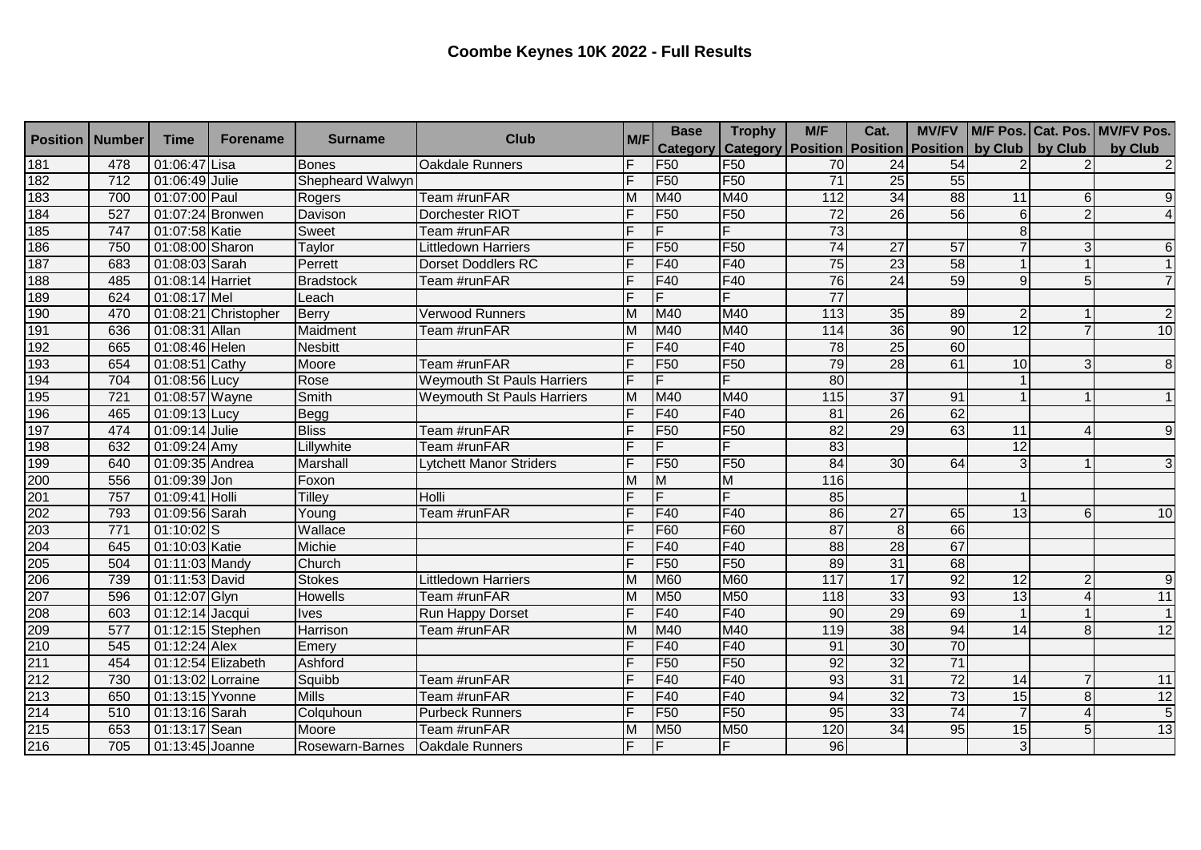# Coombe Keynes 10K 2022 - Full Results

| Position | Number | Time | Forename | Surname | Club | M/F | Base Category | Trophy Category | M/F Position | Cat. Position | MV/FV Position | M/F Pos. by Club | Cat. Pos. by Club | MV/FV Pos. by Club |
|---|---|---|---|---|---|---|---|---|---|---|---|---|---|---|
| 181 | 478 | 01:06:47 | Lisa | Bones | Oakdale Runners | F | F50 | F50 | 70 | 24 | 54 | 2 | 2 | 2 |
| 182 | 712 | 01:06:49 | Julie | Shepheard Walwyn | | F | F50 | F50 | 71 | 25 | 55 | | | |
| 183 | 700 | 01:07:00 | Paul | Rogers | Team #runFAR | M | M40 | M40 | 112 | 34 | 88 | 11 | 6 | 9 |
| 184 | 527 | 01:07:24 | Bronwen | Davison | Dorchester RIOT | F | F50 | F50 | 72 | 26 | 56 | 6 | 2 | 4 |
| 185 | 747 | 01:07:58 | Katie | Sweet | Team #runFAR | F | F | F | 73 | | | 8 | | |
| 186 | 750 | 01:08:00 | Sharon | Taylor | Littledown Harriers | F | F50 | F50 | 74 | 27 | 57 | 7 | 3 | 6 |
| 187 | 683 | 01:08:03 | Sarah | Perrett | Dorset Doddlers RC | F | F40 | F40 | 75 | 23 | 58 | 1 | 1 | 1 |
| 188 | 485 | 01:08:14 | Harriet | Bradstock | Team #runFAR | F | F40 | F40 | 76 | 24 | 59 | 9 | 5 | 7 |
| 189 | 624 | 01:08:17 | Mel | Leach | | F | F | F | 77 | | | | | |
| 190 | 470 | 01:08:21 | Christopher | Berry | Verwood Runners | M | M40 | M40 | 113 | 35 | 89 | 2 | 1 | 2 |
| 191 | 636 | 01:08:31 | Allan | Maidment | Team #runFAR | M | M40 | M40 | 114 | 36 | 90 | 12 | 7 | 10 |
| 192 | 665 | 01:08:46 | Helen | Nesbitt | | F | F40 | F40 | 78 | 25 | 60 | | | |
| 193 | 654 | 01:08:51 | Cathy | Moore | Team #runFAR | F | F50 | F50 | 79 | 28 | 61 | 10 | 3 | 8 |
| 194 | 704 | 01:08:56 | Lucy | Rose | Weymouth St Pauls Harriers | F | F | F | 80 | | | 1 | | |
| 195 | 721 | 01:08:57 | Wayne | Smith | Weymouth St Pauls Harriers | M | M40 | M40 | 115 | 37 | 91 | 1 | 1 | 1 |
| 196 | 465 | 01:09:13 | Lucy | Begg | | F | F40 | F40 | 81 | 26 | 62 | | | |
| 197 | 474 | 01:09:14 | Julie | Bliss | Team #runFAR | F | F50 | F50 | 82 | 29 | 63 | 11 | 4 | 9 |
| 198 | 632 | 01:09:24 | Amy | Lillywhite | Team #runFAR | F | F | F | 83 | | | 12 | | |
| 199 | 640 | 01:09:35 | Andrea | Marshall | Lytchett Manor Striders | F | F50 | F50 | 84 | 30 | 64 | 3 | 1 | 3 |
| 200 | 556 | 01:09:39 | Jon | Foxon | | M | M | M | 116 | | | | | |
| 201 | 757 | 01:09:41 | Holli | Tilley | Holli | F | F | F | 85 | | | 1 | | |
| 202 | 793 | 01:09:56 | Sarah | Young | Team #runFAR | F | F40 | F40 | 86 | 27 | 65 | 13 | 6 | 10 |
| 203 | 771 | 01:10:02 | S | Wallace | | F | F60 | F60 | 87 | 8 | 66 | | | |
| 204 | 645 | 01:10:03 | Katie | Michie | | F | F40 | F40 | 88 | 28 | 67 | | | |
| 205 | 504 | 01:11:03 | Mandy | Church | | F | F50 | F50 | 89 | 31 | 68 | | | |
| 206 | 739 | 01:11:53 | David | Stokes | Littledown Harriers | M | M60 | M60 | 117 | 17 | 92 | 12 | 2 | 9 |
| 207 | 596 | 01:12:07 | Glyn | Howells | Team #runFAR | M | M50 | M50 | 118 | 33 | 93 | 13 | 4 | 11 |
| 208 | 603 | 01:12:14 | Jacqui | Ives | Run Happy Dorset | F | F40 | F40 | 90 | 29 | 69 | 1 | 1 | 1 |
| 209 | 577 | 01:12:15 | Stephen | Harrison | Team #runFAR | M | M40 | M40 | 119 | 38 | 94 | 14 | 8 | 12 |
| 210 | 545 | 01:12:24 | Alex | Emery | | F | F40 | F40 | 91 | 30 | 70 | | | |
| 211 | 454 | 01:12:54 | Elizabeth | Ashford | | F | F50 | F50 | 92 | 32 | 71 | | | |
| 212 | 730 | 01:13:02 | Lorraine | Squibb | Team #runFAR | F | F40 | F40 | 93 | 31 | 72 | 14 | 7 | 11 |
| 213 | 650 | 01:13:15 | Yvonne | Mills | Team #runFAR | F | F40 | F40 | 94 | 32 | 73 | 15 | 8 | 12 |
| 214 | 510 | 01:13:16 | Sarah | Colquhoun | Purbeck Runners | F | F50 | F50 | 95 | 33 | 74 | 7 | 4 | 5 |
| 215 | 653 | 01:13:17 | Sean | Moore | Team #runFAR | M | M50 | M50 | 120 | 34 | 95 | 15 | 5 | 13 |
| 216 | 705 | 01:13:45 | Joanne | Rosewarn-Barnes | Oakdale Runners | F | F | F | 96 | | | 3 | | |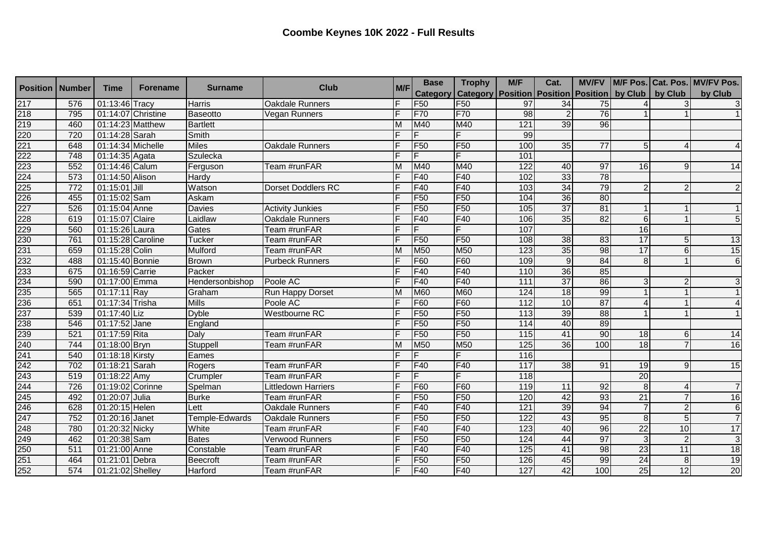# Coombe Keynes 10K 2022 - Full Results

| Position | Number | Time | Forename | Surname | Club | M/F | Base Category | Trophy Category | M/F Position | Cat. Position | MV/FV Position | M/F Pos. by Club | Cat. Pos. by Club | MV/FV Pos. by Club |
|---|---|---|---|---|---|---|---|---|---|---|---|---|---|---|
| 217 | 576 | 01:13:46 | Tracy | Harris | Oakdale Runners | F | F50 | F50 | 97 | 34 | 75 | 4 | 3 | 3 |
| 218 | 795 | 01:14:07 | Christine | Baseotto | Vegan Runners | F | F70 | F70 | 98 | 2 | 76 | 1 | 1 | 1 |
| 219 | 460 | 01:14:23 | Matthew | Bartlett | | M | M40 | M40 | 121 | 39 | 96 | | | |
| 220 | 720 | 01:14:28 | Sarah | Smith | | F | F | F | 99 | | | | | |
| 221 | 648 | 01:14:34 | Michelle | Miles | Oakdale Runners | F | F50 | F50 | 100 | 35 | 77 | 5 | 4 | 4 |
| 222 | 748 | 01:14:35 | Agata | Szulecka | | F | F | F | 101 | | | | | |
| 223 | 552 | 01:14:46 | Calum | Ferguson | Team #runFAR | M | M40 | M40 | 122 | 40 | 97 | 16 | 9 | 14 |
| 224 | 573 | 01:14:50 | Alison | Hardy | | F | F40 | F40 | 102 | 33 | 78 | | | |
| 225 | 772 | 01:15:01 | Jill | Watson | Dorset Doddlers RC | F | F40 | F40 | 103 | 34 | 79 | 2 | 2 | 2 |
| 226 | 455 | 01:15:02 | Sam | Askam | | F | F50 | F50 | 104 | 36 | 80 | | | |
| 227 | 526 | 01:15:04 | Anne | Davies | Activity Junkies | F | F50 | F50 | 105 | 37 | 81 | 1 | 1 | 1 |
| 228 | 619 | 01:15:07 | Claire | Laidlaw | Oakdale Runners | F | F40 | F40 | 106 | 35 | 82 | 6 | 1 | 5 |
| 229 | 560 | 01:15:26 | Laura | Gates | Team #runFAR | F | F | F | 107 | | | 16 | | |
| 230 | 761 | 01:15:28 | Caroline | Tucker | Team #runFAR | F | F50 | F50 | 108 | 38 | 83 | 17 | 5 | 13 |
| 231 | 659 | 01:15:28 | Colin | Mulford | Team #runFAR | M | M50 | M50 | 123 | 35 | 98 | 17 | 6 | 15 |
| 232 | 488 | 01:15:40 | Bonnie | Brown | Purbeck Runners | F | F60 | F60 | 109 | 9 | 84 | 8 | 1 | 6 |
| 233 | 675 | 01:16:59 | Carrie | Packer | | F | F40 | F40 | 110 | 36 | 85 | | | |
| 234 | 590 | 01:17:00 | Emma | Hendersonbishop | Poole AC | F | F40 | F40 | 111 | 37 | 86 | 3 | 2 | 3 |
| 235 | 565 | 01:17:11 | Ray | Graham | Run Happy Dorset | M | M60 | M60 | 124 | 18 | 99 | 1 | 1 | 1 |
| 236 | 651 | 01:17:34 | Trisha | Mills | Poole AC | F | F60 | F60 | 112 | 10 | 87 | 4 | 1 | 4 |
| 237 | 539 | 01:17:40 | Liz | Dyble | Westbourne RC | F | F50 | F50 | 113 | 39 | 88 | 1 | 1 | 1 |
| 238 | 546 | 01:17:52 | Jane | England | | F | F50 | F50 | 114 | 40 | 89 | | | |
| 239 | 521 | 01:17:59 | Rita | Daly | Team #runFAR | F | F50 | F50 | 115 | 41 | 90 | 18 | 6 | 14 |
| 240 | 744 | 01:18:00 | Bryn | Stuppell | Team #runFAR | M | M50 | M50 | 125 | 36 | 100 | 18 | 7 | 16 |
| 241 | 540 | 01:18:18 | Kirsty | Eames | | F | F | F | 116 | | | | | |
| 242 | 702 | 01:18:21 | Sarah | Rogers | Team #runFAR | F | F40 | F40 | 117 | 38 | 91 | 19 | 9 | 15 |
| 243 | 519 | 01:18:22 | Amy | Crumpler | Team #runFAR | F | F | F | 118 | | | 20 | | |
| 244 | 726 | 01:19:02 | Corinne | Spelman | Littledown Harriers | F | F60 | F60 | 119 | 11 | 92 | 8 | 4 | 7 |
| 245 | 492 | 01:20:07 | Julia | Burke | Team #runFAR | F | F50 | F50 | 120 | 42 | 93 | 21 | 7 | 16 |
| 246 | 628 | 01:20:15 | Helen | Lett | Oakdale Runners | F | F40 | F40 | 121 | 39 | 94 | 7 | 2 | 6 |
| 247 | 752 | 01:20:16 | Janet | Temple-Edwards | Oakdale Runners | F | F50 | F50 | 122 | 43 | 95 | 8 | 5 | 7 |
| 248 | 780 | 01:20:32 | Nicky | White | Team #runFAR | F | F40 | F40 | 123 | 40 | 96 | 22 | 10 | 17 |
| 249 | 462 | 01:20:38 | Sam | Bates | Verwood Runners | F | F50 | F50 | 124 | 44 | 97 | 3 | 2 | 3 |
| 250 | 511 | 01:21:00 | Anne | Constable | Team #runFAR | F | F40 | F40 | 125 | 41 | 98 | 23 | 11 | 18 |
| 251 | 464 | 01:21:01 | Debra | Beecroft | Team #runFAR | F | F50 | F50 | 126 | 45 | 99 | 24 | 8 | 19 |
| 252 | 574 | 01:21:02 | Shelley | Harford | Team #runFAR | F | F40 | F40 | 127 | 42 | 100 | 25 | 12 | 20 |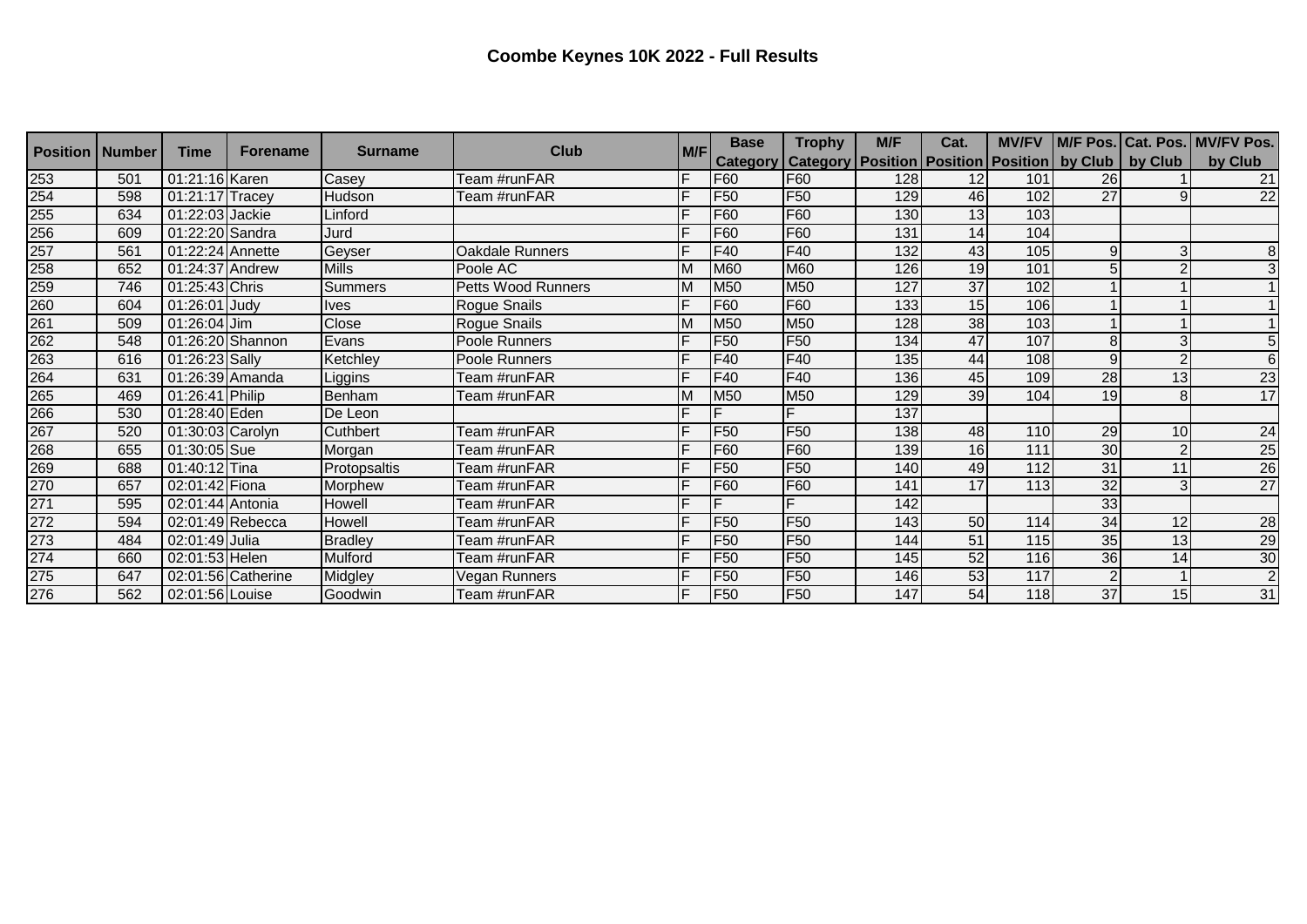# Coombe Keynes 10K 2022 - Full Results

| Position | Number | Time | Forename | Surname | Club | M/F | Base Category | Trophy Category | M/F Position | Cat. Position | MV/FV Position | M/F Pos. by Club | Cat. Pos. by Club | MV/FV Pos. by Club |
|---|---|---|---|---|---|---|---|---|---|---|---|---|---|---|
| 253 | 501 | 01:21:16 | Karen | Casey | Team #runFAR | F | F60 | F60 | 128 | 12 | 101 | 26 | 1 | 21 |
| 254 | 598 | 01:21:17 | Tracey | Hudson | Team #runFAR | F | F50 | F50 | 129 | 46 | 102 | 27 | 9 | 22 |
| 255 | 634 | 01:22:03 | Jackie | Linford | | F | F60 | F60 | 130 | 13 | 103 | | | |
| 256 | 609 | 01:22:20 | Sandra | Jurd | | F | F60 | F60 | 131 | 14 | 104 | | | |
| 257 | 561 | 01:22:24 | Annette | Geyser | Oakdale Runners | F | F40 | F40 | 132 | 43 | 105 | 9 | 3 | 8 |
| 258 | 652 | 01:24:37 | Andrew | Mills | Poole AC | M | M60 | M60 | 126 | 19 | 101 | 5 | 2 | 3 |
| 259 | 746 | 01:25:43 | Chris | Summers | Petts Wood Runners | M | M50 | M50 | 127 | 37 | 102 | 1 | 1 | 1 |
| 260 | 604 | 01:26:01 | Judy | Ives | Rogue Snails | F | F60 | F60 | 133 | 15 | 106 | 1 | 1 | 1 |
| 261 | 509 | 01:26:04 | Jim | Close | Rogue Snails | M | M50 | M50 | 128 | 38 | 103 | 1 | 1 | 1 |
| 262 | 548 | 01:26:20 | Shannon | Evans | Poole Runners | F | F50 | F50 | 134 | 47 | 107 | 8 | 3 | 5 |
| 263 | 616 | 01:26:23 | Sally | Ketchley | Poole Runners | F | F40 | F40 | 135 | 44 | 108 | 9 | 2 | 6 |
| 264 | 631 | 01:26:39 | Amanda | Liggins | Team #runFAR | F | F40 | F40 | 136 | 45 | 109 | 28 | 13 | 23 |
| 265 | 469 | 01:26:41 | Philip | Benham | Team #runFAR | M | M50 | M50 | 129 | 39 | 104 | 19 | 8 | 17 |
| 266 | 530 | 01:28:40 | Eden | De Leon | | F | F | F | 137 | | | | | |
| 267 | 520 | 01:30:03 | Carolyn | Cuthbert | Team #runFAR | F | F50 | F50 | 138 | 48 | 110 | 29 | 10 | 24 |
| 268 | 655 | 01:30:05 | Sue | Morgan | Team #runFAR | F | F60 | F60 | 139 | 16 | 111 | 30 | 2 | 25 |
| 269 | 688 | 01:40:12 | Tina | Protopsaltis | Team #runFAR | F | F50 | F50 | 140 | 49 | 112 | 31 | 11 | 26 |
| 270 | 657 | 02:01:42 | Fiona | Morphew | Team #runFAR | F | F60 | F60 | 141 | 17 | 113 | 32 | 3 | 27 |
| 271 | 595 | 02:01:44 | Antonia | Howell | Team #runFAR | F | F | F | 142 | | | 33 | | |
| 272 | 594 | 02:01:49 | Rebecca | Howell | Team #runFAR | F | F50 | F50 | 143 | 50 | 114 | 34 | 12 | 28 |
| 273 | 484 | 02:01:49 | Julia | Bradley | Team #runFAR | F | F50 | F50 | 144 | 51 | 115 | 35 | 13 | 29 |
| 274 | 660 | 02:01:53 | Helen | Mulford | Team #runFAR | F | F50 | F50 | 145 | 52 | 116 | 36 | 14 | 30 |
| 275 | 647 | 02:01:56 | Catherine | Midgley | Vegan Runners | F | F50 | F50 | 146 | 53 | 117 | 2 | 1 | 2 |
| 276 | 562 | 02:01:56 | Louise | Goodwin | Team #runFAR | F | F50 | F50 | 147 | 54 | 118 | 37 | 15 | 31 |